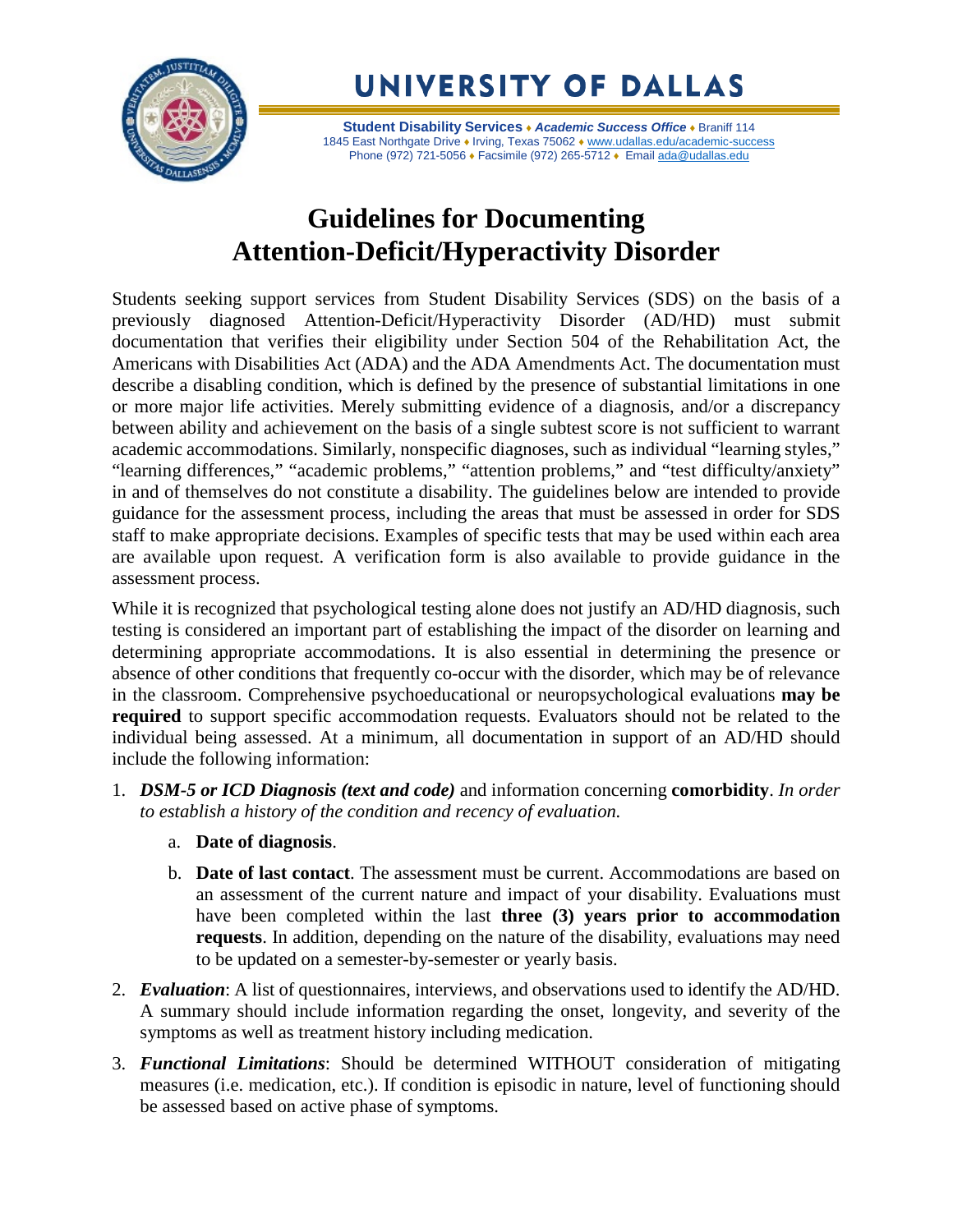# UNIVERSITY OF DALLAS

**Student Disability Services** ♦ ***Academic Success Office*** ♦ Braniff 114
1845 East Northgate Drive ♦ Irving, Texas 75062 ♦ www.udallas.edu/academic-success
Phone (972) 721-5056 ♦ Facsimile (972) 265-5712 ♦ Email ada@udallas.edu

# Guidelines for Documenting Attention-Deficit/Hyperactivity Disorder

Students seeking support services from Student Disability Services (SDS) on the basis of a previously diagnosed Attention-Deficit/Hyperactivity Disorder (AD/HD) must submit documentation that verifies their eligibility under Section 504 of the Rehabilitation Act, the Americans with Disabilities Act (ADA) and the ADA Amendments Act. The documentation must describe a disabling condition, which is defined by the presence of substantial limitations in one or more major life activities. Merely submitting evidence of a diagnosis, and/or a discrepancy between ability and achievement on the basis of a single subtest score is not sufficient to warrant academic accommodations. Similarly, nonspecific diagnoses, such as individual "learning styles," "learning differences," "academic problems," "attention problems," and "test difficulty/anxiety" in and of themselves do not constitute a disability. The guidelines below are intended to provide guidance for the assessment process, including the areas that must be assessed in order for SDS staff to make appropriate decisions. Examples of specific tests that may be used within each area are available upon request. A verification form is also available to provide guidance in the assessment process.

While it is recognized that psychological testing alone does not justify an AD/HD diagnosis, such testing is considered an important part of establishing the impact of the disorder on learning and determining appropriate accommodations. It is also essential in determining the presence or absence of other conditions that frequently co-occur with the disorder, which may be of relevance in the classroom. Comprehensive psychoeducational or neuropsychological evaluations **may be required** to support specific accommodation requests. Evaluators should not be related to the individual being assessed. At a minimum, all documentation in support of an AD/HD should include the following information:

1. ***DSM-5 or ICD Diagnosis (text and code)*** and information concerning **comorbidity**. *In order to establish a history of the condition and recency of evaluation.*
   a. **Date of diagnosis**.
   b. **Date of last contact**. The assessment must be current. Accommodations are based on an assessment of the current nature and impact of your disability. Evaluations must have been completed within the last **three (3) years prior to accommodation requests**. In addition, depending on the nature of the disability, evaluations may need to be updated on a semester-by-semester or yearly basis.
2. ***Evaluation***: A list of questionnaires, interviews, and observations used to identify the AD/HD. A summary should include information regarding the onset, longevity, and severity of the symptoms as well as treatment history including medication.
3. ***Functional Limitations***: Should be determined WITHOUT consideration of mitigating measures (i.e. medication, etc.). If condition is episodic in nature, level of functioning should be assessed based on active phase of symptoms.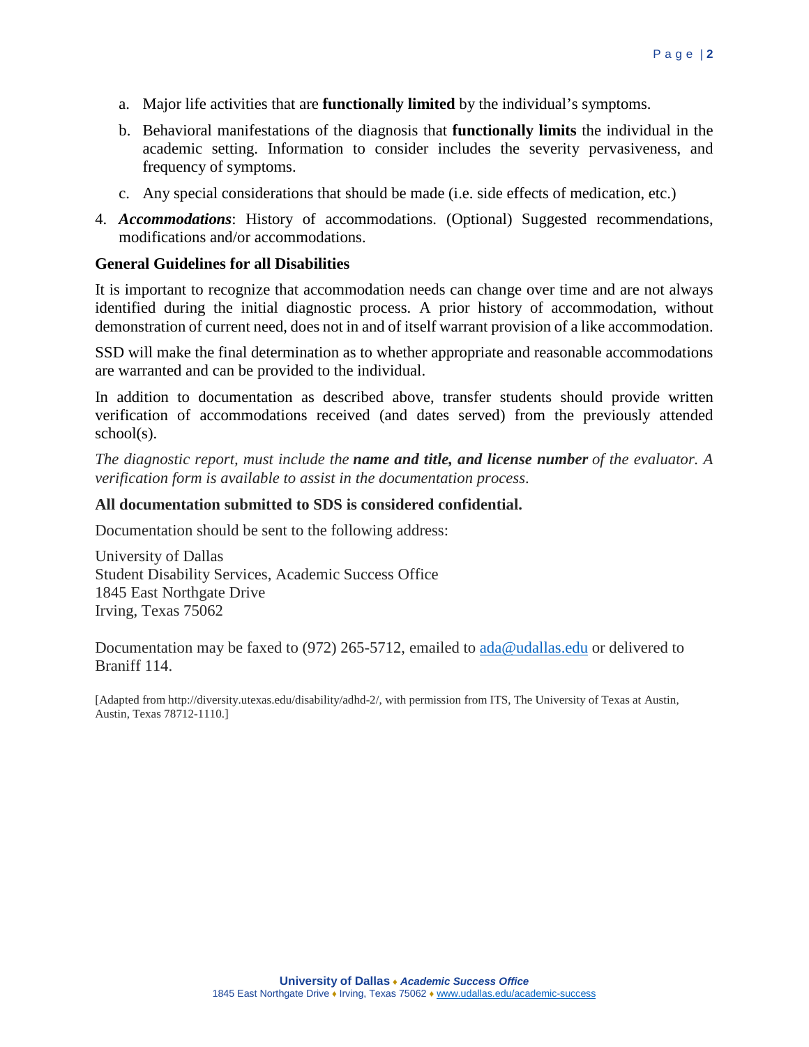a. Major life activities that are **functionally limited** by the individual's symptoms.

b. Behavioral manifestations of the diagnosis that **functionally limits** the individual in the academic setting. Information to consider includes the severity pervasiveness, and frequency of symptoms.

c. Any special considerations that should be made (i.e. side effects of medication, etc.)

4. ***Accommodations***: History of accommodations. (Optional) Suggested recommendations, modifications and/or accommodations.

**General Guidelines for all Disabilities**

It is important to recognize that accommodation needs can change over time and are not always identified during the initial diagnostic process. A prior history of accommodation, without demonstration of current need, does not in and of itself warrant provision of a like accommodation.

SSD will make the final determination as to whether appropriate and reasonable accommodations are warranted and can be provided to the individual.

In addition to documentation as described above, transfer students should provide written verification of accommodations received (and dates served) from the previously attended school(s).

*The diagnostic report, must include the **name and title, and license number** of the evaluator. A verification form is available to assist in the documentation process.*

**All documentation submitted to SDS is considered confidential.**

Documentation should be sent to the following address:

University of Dallas
Student Disability Services, Academic Success Office
1845 East Northgate Drive
Irving, Texas 75062

Documentation may be faxed to (972) 265-5712, emailed to ada@udallas.edu or delivered to Braniff 114.

[Adapted from http://diversity.utexas.edu/disability/adhd-2/, with permission from ITS, The University of Texas at Austin, Austin, Texas 78712-1110.]